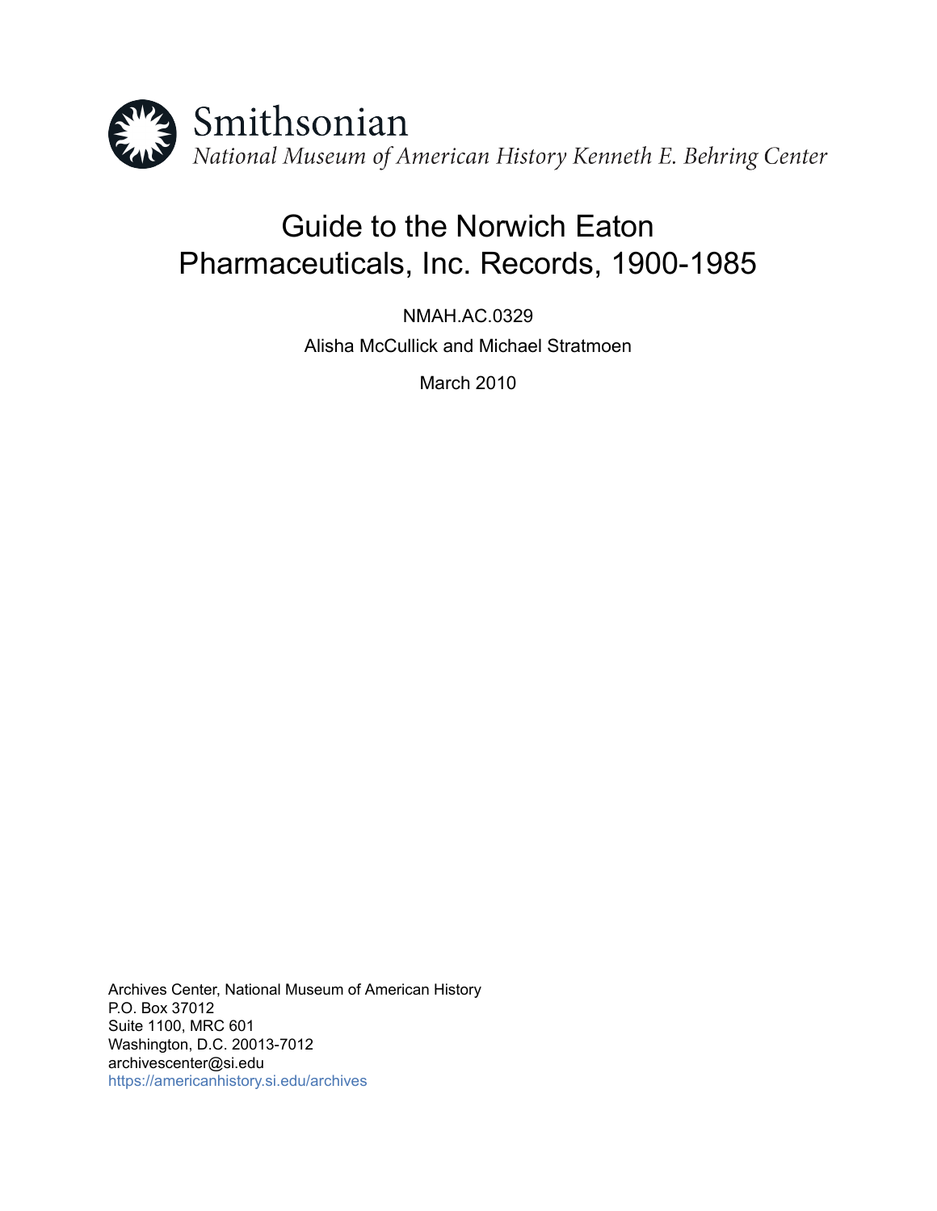Smithsonian

*National Museum of American History Kenneth E. Behring Center*

# Guide to the Norwich Eaton Pharmaceuticals, Inc. Records, 1900-1985

NMAH.AC.0329

Alisha McCullick and Michael Stratmoen

March 2010

Archives Center, National Museum of American History
P.O. Box 37012
Suite 1100, MRC 601
Washington, D.C. 20013-7012
archivescenter@si.edu
https://americanhistory.si.edu/archives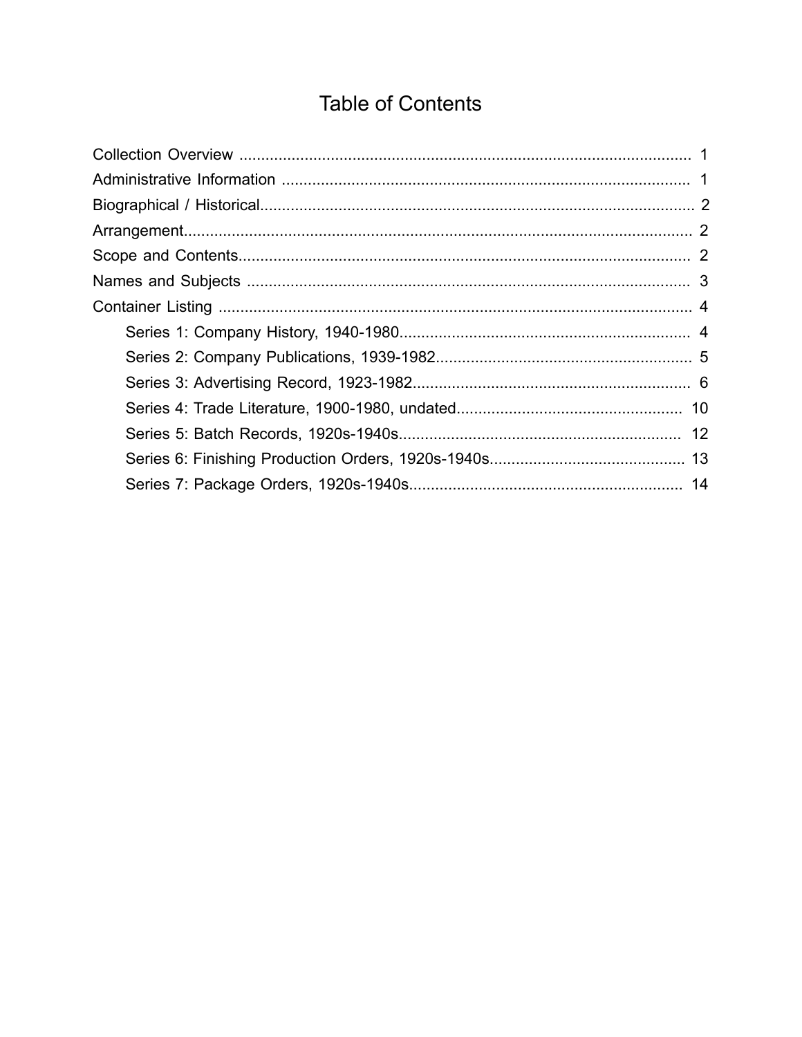# Table of Contents

Collection Overview ........................................................................................................ 1
Administrative Information ............................................................................................. 1
Biographical / Historical.................................................................................................. 2
Arrangement.................................................................................................................... 2
Scope and Contents........................................................................................................ 2
Names and Subjects ...................................................................................................... 3
Container Listing ............................................................................................................. 4
- Series 1: Company History, 1940-1980.................................................................. 4
- Series 2: Company Publications, 1939-1982........................................................... 5
- Series 3: Advertising Record, 1923-1982................................................................ 6
- Series 4: Trade Literature, 1900-1980, undated.................................................... 10
- Series 5: Batch Records, 1920s-1940s................................................................. 12
- Series 6: Finishing Production Orders, 1920s-1940s............................................ 13
- Series 7: Package Orders, 1920s-1940s.............................................................. 14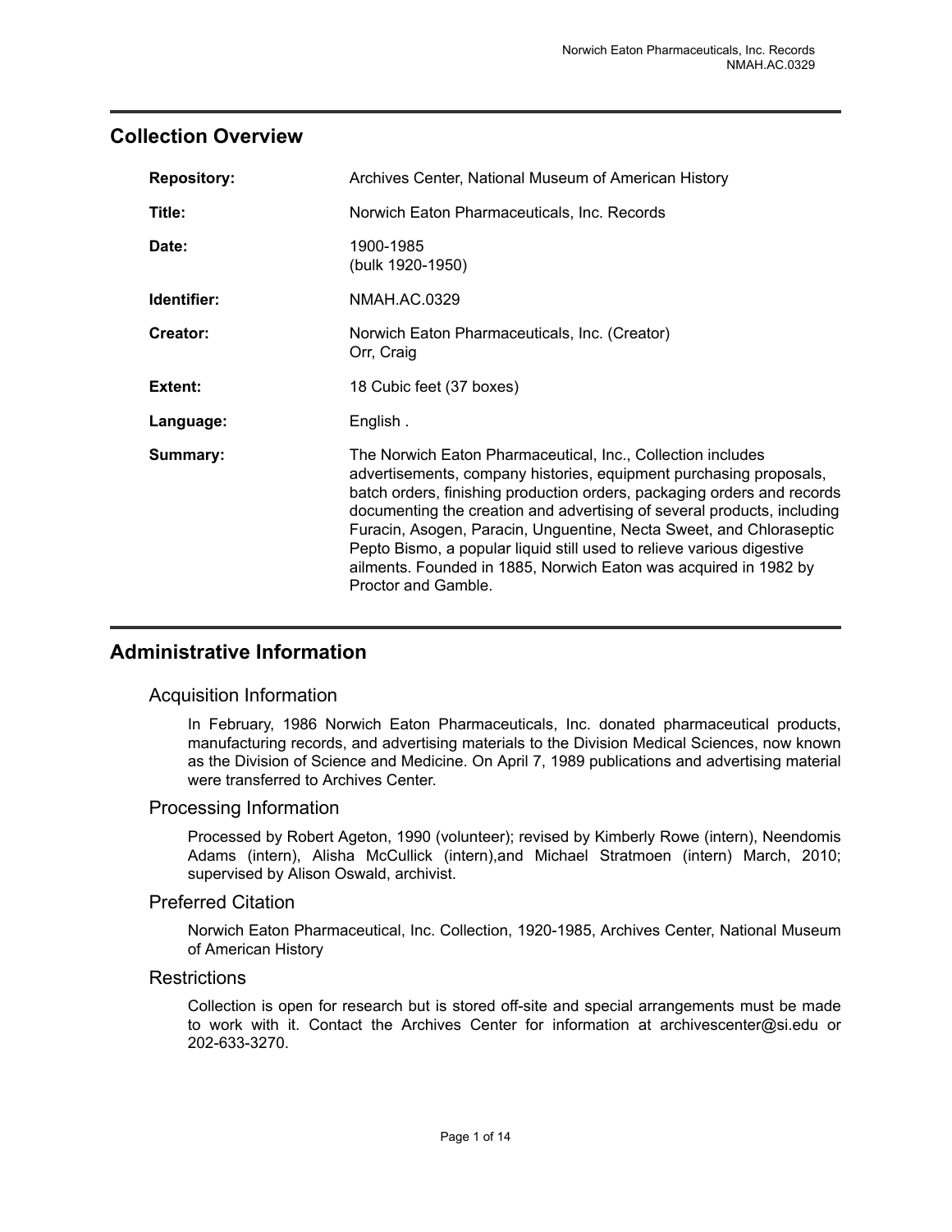## Collection Overview

| | |
|---|---|
| **Repository:** | Archives Center, National Museum of American History |
| **Title:** | Norwich Eaton Pharmaceuticals, Inc. Records |
| **Date:** | 1900-1985<br>(bulk 1920-1950) |
| **Identifier:** | NMAH.AC.0329 |
| **Creator:** | Norwich Eaton Pharmaceuticals, Inc. (Creator)<br>Orr, Craig |
| **Extent:** | 18 Cubic feet (37 boxes) |
| **Language:** | English . |
| **Summary:** | The Norwich Eaton Pharmaceutical, Inc., Collection includes advertisements, company histories, equipment purchasing proposals, batch orders, finishing production orders, packaging orders and records documenting the creation and advertising of several products, including Furacin, Asogen, Paracin, Unguentine, Necta Sweet, and Chloraseptic Pepto Bismo, a popular liquid still used to relieve various digestive ailments. Founded in 1885, Norwich Eaton was acquired in 1982 by Proctor and Gamble. |

## Administrative Information

### Acquisition Information

In February, 1986 Norwich Eaton Pharmaceuticals, Inc. donated pharmaceutical products, manufacturing records, and advertising materials to the Division Medical Sciences, now known as the Division of Science and Medicine. On April 7, 1989 publications and advertising material were transferred to Archives Center.

### Processing Information

Processed by Robert Ageton, 1990 (volunteer); revised by Kimberly Rowe (intern), Neendomis Adams (intern), Alisha McCullick (intern),and Michael Stratmoen (intern) March, 2010; supervised by Alison Oswald, archivist.

### Preferred Citation

Norwich Eaton Pharmaceutical, Inc. Collection, 1920-1985, Archives Center, National Museum of American History

### Restrictions

Collection is open for research but is stored off-site and special arrangements must be made to work with it. Contact the Archives Center for information at archivescenter@si.edu or 202-633-3270.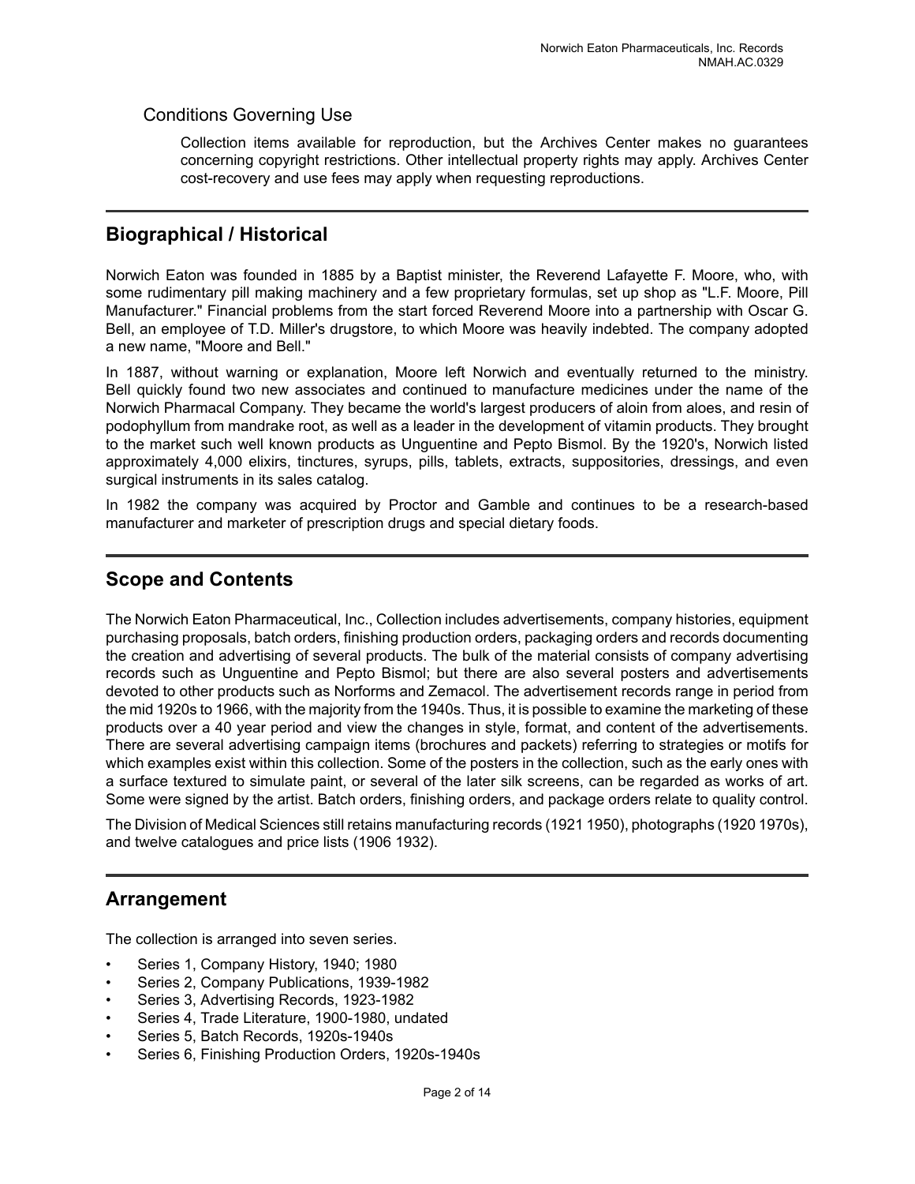## Conditions Governing Use

Collection items available for reproduction, but the Archives Center makes no guarantees concerning copyright restrictions. Other intellectual property rights may apply. Archives Center cost-recovery and use fees may apply when requesting reproductions.

## Biographical / Historical

Norwich Eaton was founded in 1885 by a Baptist minister, the Reverend Lafayette F. Moore, who, with some rudimentary pill making machinery and a few proprietary formulas, set up shop as "L.F. Moore, Pill Manufacturer." Financial problems from the start forced Reverend Moore into a partnership with Oscar G. Bell, an employee of T.D. Miller's drugstore, to which Moore was heavily indebted. The company adopted a new name, "Moore and Bell."

In 1887, without warning or explanation, Moore left Norwich and eventually returned to the ministry. Bell quickly found two new associates and continued to manufacture medicines under the name of the Norwich Pharmacal Company. They became the world's largest producers of aloin from aloes, and resin of podophyllum from mandrake root, as well as a leader in the development of vitamin products. They brought to the market such well known products as Unguentine and Pepto Bismol. By the 1920's, Norwich listed approximately 4,000 elixirs, tinctures, syrups, pills, tablets, extracts, suppositories, dressings, and even surgical instruments in its sales catalog.

In 1982 the company was acquired by Proctor and Gamble and continues to be a research-based manufacturer and marketer of prescription drugs and special dietary foods.

## Scope and Contents

The Norwich Eaton Pharmaceutical, Inc., Collection includes advertisements, company histories, equipment purchasing proposals, batch orders, finishing production orders, packaging orders and records documenting the creation and advertising of several products. The bulk of the material consists of company advertising records such as Unguentine and Pepto Bismol; but there are also several posters and advertisements devoted to other products such as Norforms and Zemacol. The advertisement records range in period from the mid 1920s to 1966, with the majority from the 1940s. Thus, it is possible to examine the marketing of these products over a 40 year period and view the changes in style, format, and content of the advertisements. There are several advertising campaign items (brochures and packets) referring to strategies or motifs for which examples exist within this collection. Some of the posters in the collection, such as the early ones with a surface textured to simulate paint, or several of the later silk screens, can be regarded as works of art. Some were signed by the artist. Batch orders, finishing orders, and package orders relate to quality control.

The Division of Medical Sciences still retains manufacturing records (1921 1950), photographs (1920 1970s), and twelve catalogues and price lists (1906 1932).

## Arrangement

The collection is arranged into seven series.

- Series 1, Company History, 1940; 1980
- Series 2, Company Publications, 1939-1982
- Series 3, Advertising Records, 1923-1982
- Series 4, Trade Literature, 1900-1980, undated
- Series 5, Batch Records, 1920s-1940s
- Series 6, Finishing Production Orders, 1920s-1940s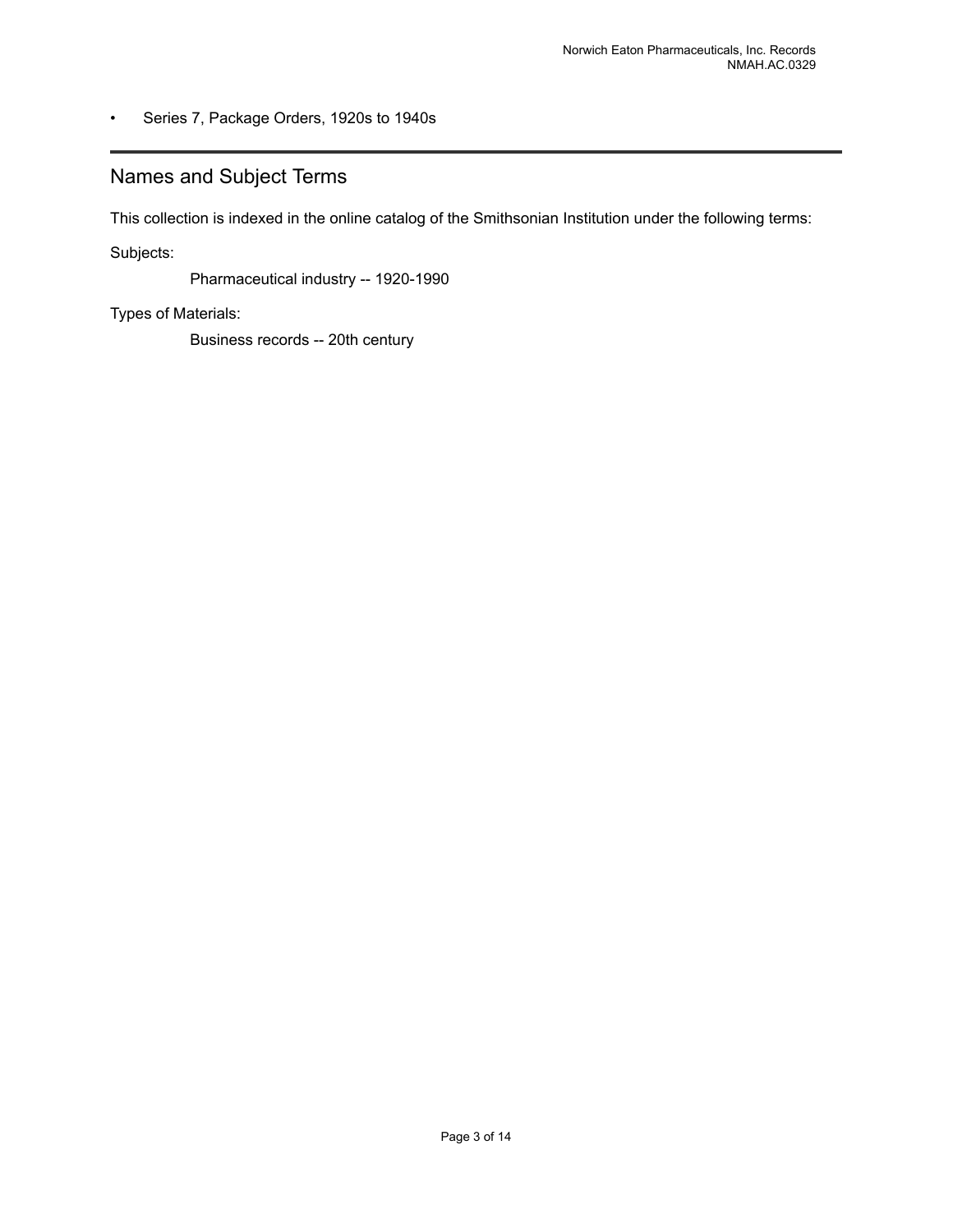- Series 7, Package Orders, 1920s to 1940s

## Names and Subject Terms

This collection is indexed in the online catalog of the Smithsonian Institution under the following terms:

Subjects:

Pharmaceutical industry -- 1920-1990

Types of Materials:

Business records -- 20th century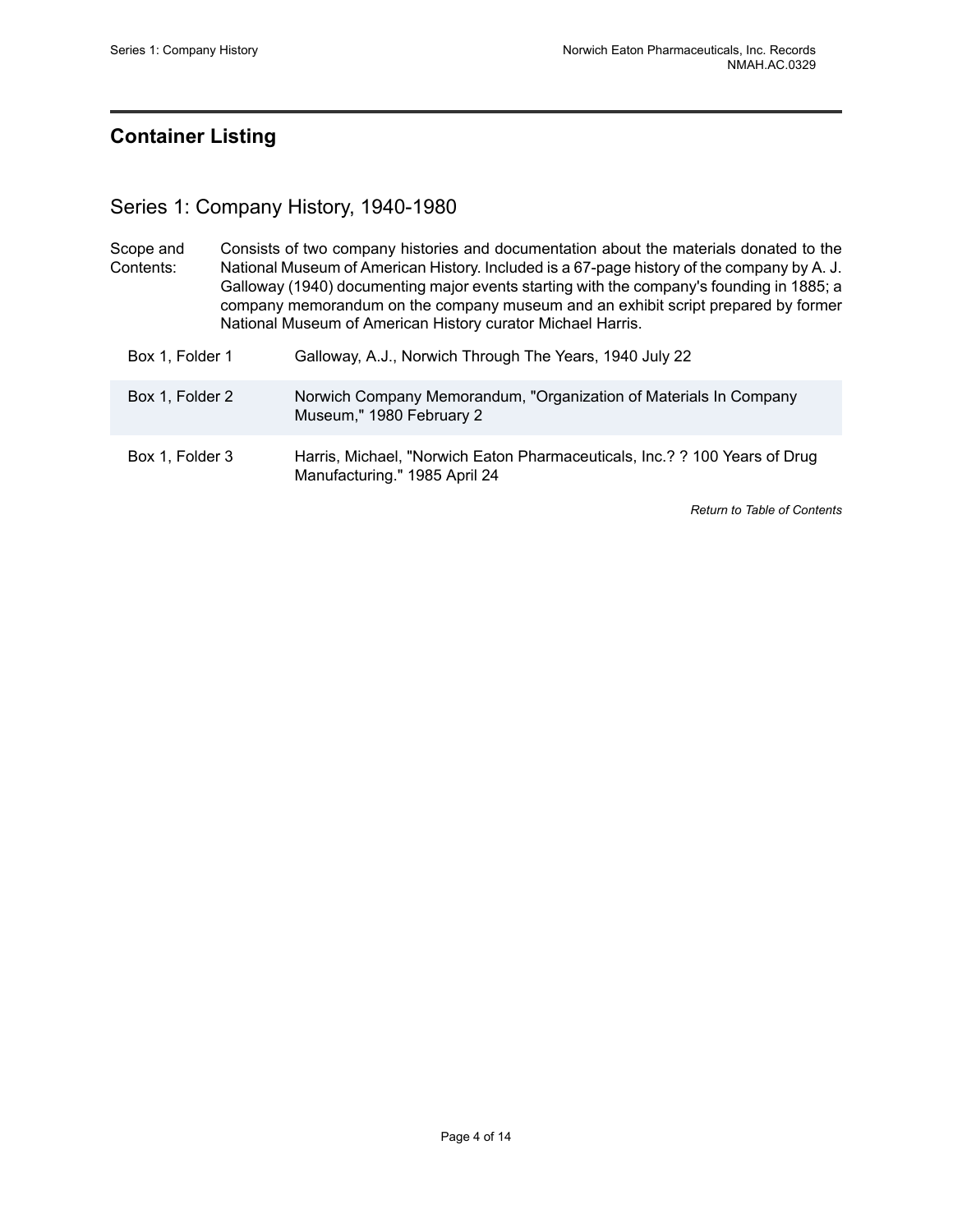## Container Listing

### Series 1: Company History, 1940-1980

Scope and Contents: Consists of two company histories and documentation about the materials donated to the National Museum of American History. Included is a 67-page history of the company by A. J. Galloway (1940) documenting major events starting with the company's founding in 1885; a company memorandum on the company museum and an exhibit script prepared by former National Museum of American History curator Michael Harris.

| | |
|---|---|
| Box 1, Folder 1 | Galloway, A.J., Norwich Through The Years, 1940 July 22 |
| Box 1, Folder 2 | Norwich Company Memorandum, "Organization of Materials In Company Museum," 1980 February 2 |
| Box 1, Folder 3 | Harris, Michael, "Norwich Eaton Pharmaceuticals, Inc.? ? 100 Years of Drug Manufacturing." 1985 April 24 |

*Return to Table of Contents*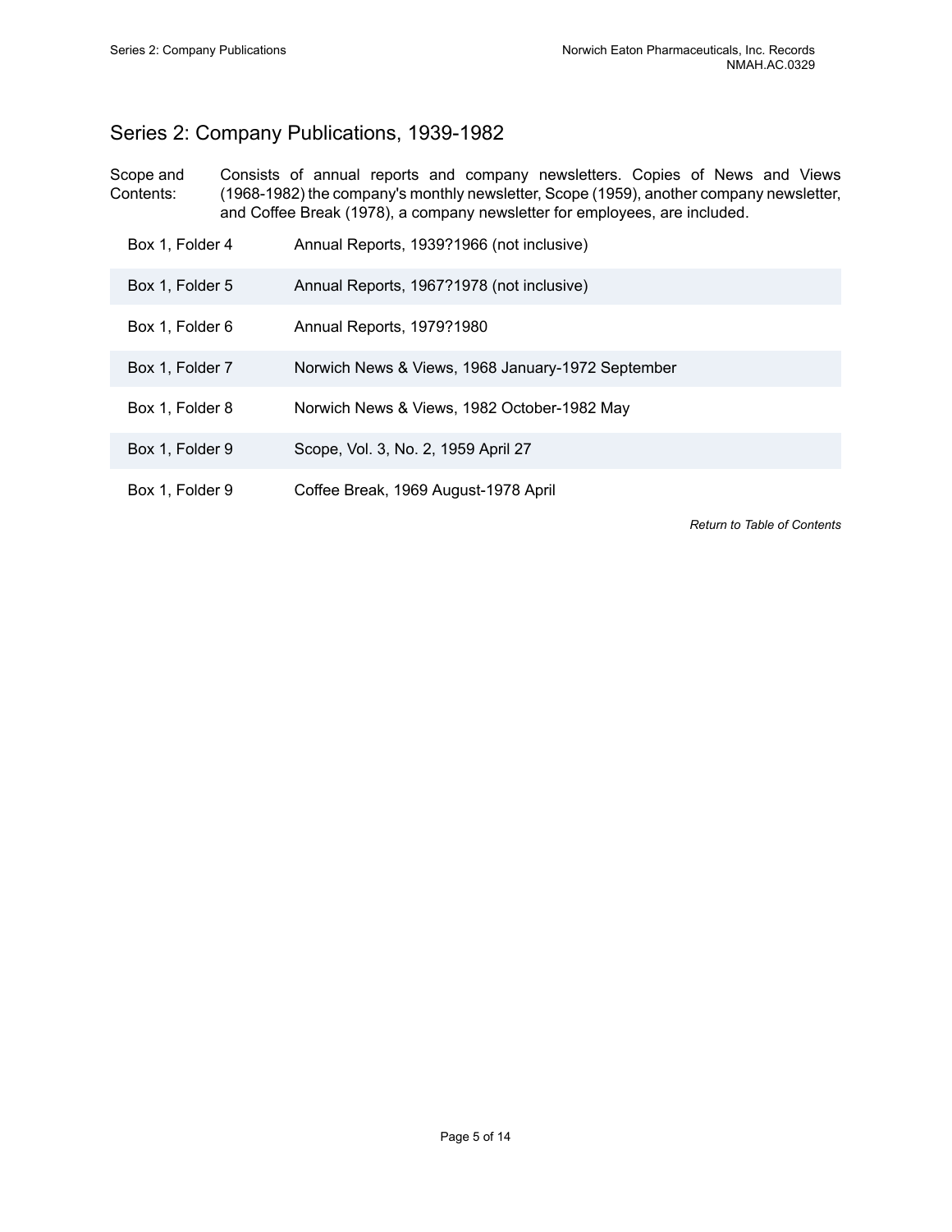## Series 2: Company Publications, 1939-1982

Scope and Contents: Consists of annual reports and company newsletters. Copies of News and Views (1968-1982) the company's monthly newsletter, Scope (1959), another company newsletter, and Coffee Break (1978), a company newsletter for employees, are included.

| | |
|---|---|
| Box 1, Folder 4 | Annual Reports, 1939?1966 (not inclusive) |
| Box 1, Folder 5 | Annual Reports, 1967?1978 (not inclusive) |
| Box 1, Folder 6 | Annual Reports, 1979?1980 |
| Box 1, Folder 7 | Norwich News & Views, 1968 January-1972 September |
| Box 1, Folder 8 | Norwich News & Views, 1982 October-1982 May |
| Box 1, Folder 9 | Scope, Vol. 3, No. 2, 1959 April 27 |
| Box 1, Folder 9 | Coffee Break, 1969 August-1978 April |

*Return to Table of Contents*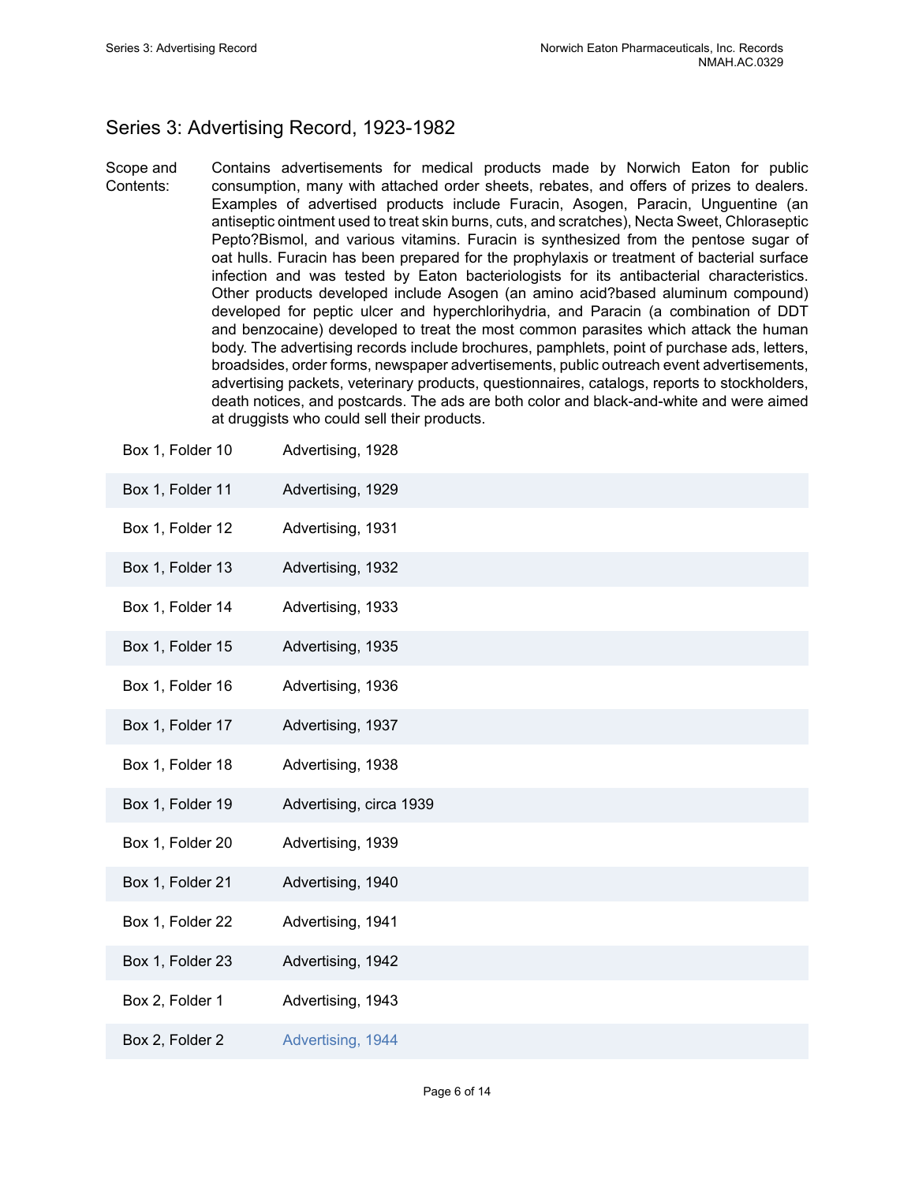## Series 3: Advertising Record, 1923-1982

Scope and Contents: Contains advertisements for medical products made by Norwich Eaton for public consumption, many with attached order sheets, rebates, and offers of prizes to dealers. Examples of advertised products include Furacin, Asogen, Paracin, Unguentine (an antiseptic ointment used to treat skin burns, cuts, and scratches), Necta Sweet, Chloraseptic Pepto?Bismol, and various vitamins. Furacin is synthesized from the pentose sugar of oat hulls. Furacin has been prepared for the prophylaxis or treatment of bacterial surface infection and was tested by Eaton bacteriologists for its antibacterial characteristics. Other products developed include Asogen (an amino acid?based aluminum compound) developed for peptic ulcer and hyperchlorihydria, and Paracin (a combination of DDT and benzocaine) developed to treat the most common parasites which attack the human body. The advertising records include brochures, pamphlets, point of purchase ads, letters, broadsides, order forms, newspaper advertisements, public outreach event advertisements, advertising packets, veterinary products, questionnaires, catalogs, reports to stockholders, death notices, and postcards. The ads are both color and black-and-white and were aimed at druggists who could sell their products.

| | |
|---|---|
| Box 1, Folder 10 | Advertising, 1928 |
| Box 1, Folder 11 | Advertising, 1929 |
| Box 1, Folder 12 | Advertising, 1931 |
| Box 1, Folder 13 | Advertising, 1932 |
| Box 1, Folder 14 | Advertising, 1933 |
| Box 1, Folder 15 | Advertising, 1935 |
| Box 1, Folder 16 | Advertising, 1936 |
| Box 1, Folder 17 | Advertising, 1937 |
| Box 1, Folder 18 | Advertising, 1938 |
| Box 1, Folder 19 | Advertising, circa 1939 |
| Box 1, Folder 20 | Advertising, 1939 |
| Box 1, Folder 21 | Advertising, 1940 |
| Box 1, Folder 22 | Advertising, 1941 |
| Box 1, Folder 23 | Advertising, 1942 |
| Box 2, Folder 1 | Advertising, 1943 |
| Box 2, Folder 2 | Advertising, 1944 |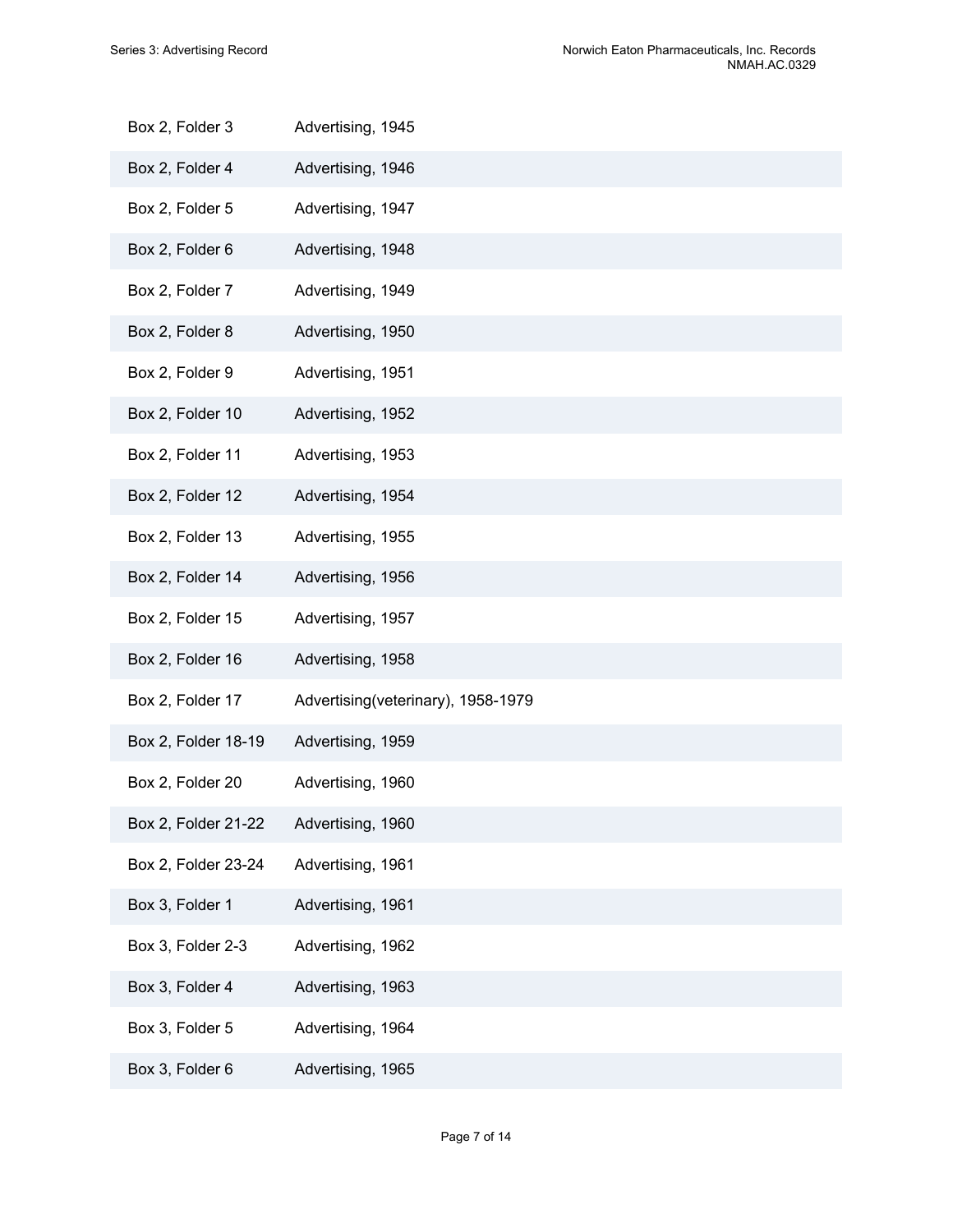| | |
|---|---|
| Box 2, Folder 3 | Advertising, 1945 |
| Box 2, Folder 4 | Advertising, 1946 |
| Box 2, Folder 5 | Advertising, 1947 |
| Box 2, Folder 6 | Advertising, 1948 |
| Box 2, Folder 7 | Advertising, 1949 |
| Box 2, Folder 8 | Advertising, 1950 |
| Box 2, Folder 9 | Advertising, 1951 |
| Box 2, Folder 10 | Advertising, 1952 |
| Box 2, Folder 11 | Advertising, 1953 |
| Box 2, Folder 12 | Advertising, 1954 |
| Box 2, Folder 13 | Advertising, 1955 |
| Box 2, Folder 14 | Advertising, 1956 |
| Box 2, Folder 15 | Advertising, 1957 |
| Box 2, Folder 16 | Advertising, 1958 |
| Box 2, Folder 17 | Advertising(veterinary), 1958-1979 |
| Box 2, Folder 18-19 | Advertising, 1959 |
| Box 2, Folder 20 | Advertising, 1960 |
| Box 2, Folder 21-22 | Advertising, 1960 |
| Box 2, Folder 23-24 | Advertising, 1961 |
| Box 3, Folder 1 | Advertising, 1961 |
| Box 3, Folder 2-3 | Advertising, 1962 |
| Box 3, Folder 4 | Advertising, 1963 |
| Box 3, Folder 5 | Advertising, 1964 |
| Box 3, Folder 6 | Advertising, 1965 |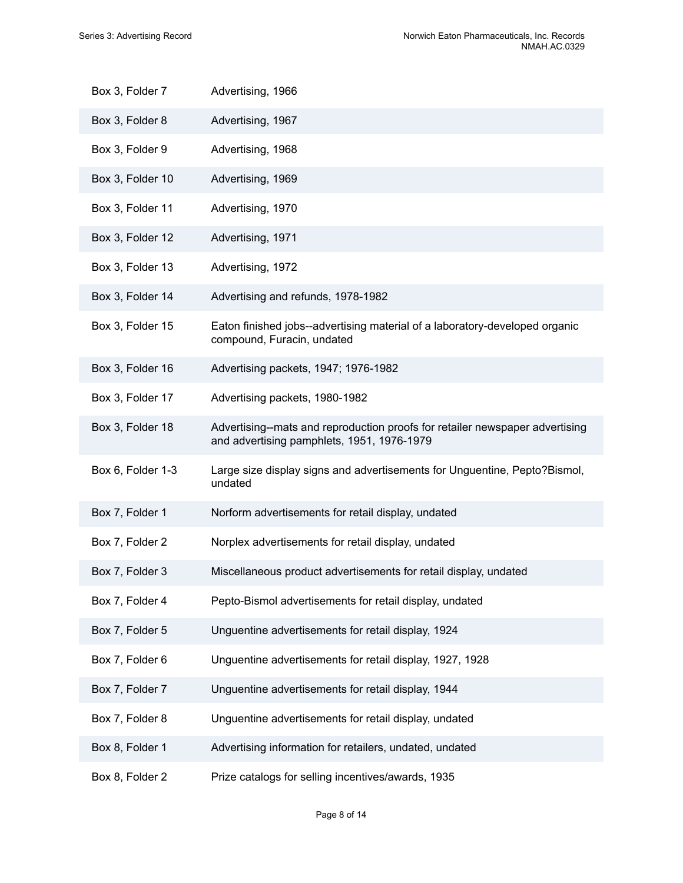| | |
|---|---|
| Box 3, Folder 7 | Advertising, 1966 |
| Box 3, Folder 8 | Advertising, 1967 |
| Box 3, Folder 9 | Advertising, 1968 |
| Box 3, Folder 10 | Advertising, 1969 |
| Box 3, Folder 11 | Advertising, 1970 |
| Box 3, Folder 12 | Advertising, 1971 |
| Box 3, Folder 13 | Advertising, 1972 |
| Box 3, Folder 14 | Advertising and refunds, 1978-1982 |
| Box 3, Folder 15 | Eaton finished jobs--advertising material of a laboratory-developed organic compound, Furacin, undated |
| Box 3, Folder 16 | Advertising packets, 1947; 1976-1982 |
| Box 3, Folder 17 | Advertising packets, 1980-1982 |
| Box 3, Folder 18 | Advertising--mats and reproduction proofs for retailer newspaper advertising and advertising pamphlets, 1951, 1976-1979 |
| Box 6, Folder 1-3 | Large size display signs and advertisements for Unguentine, Pepto?Bismol, undated |
| Box 7, Folder 1 | Norform advertisements for retail display, undated |
| Box 7, Folder 2 | Norplex advertisements for retail display, undated |
| Box 7, Folder 3 | Miscellaneous product advertisements for retail display, undated |
| Box 7, Folder 4 | Pepto-Bismol advertisements for retail display, undated |
| Box 7, Folder 5 | Unguentine advertisements for retail display, 1924 |
| Box 7, Folder 6 | Unguentine advertisements for retail display, 1927, 1928 |
| Box 7, Folder 7 | Unguentine advertisements for retail display, 1944 |
| Box 7, Folder 8 | Unguentine advertisements for retail display, undated |
| Box 8, Folder 1 | Advertising information for retailers, undated, undated |
| Box 8, Folder 2 | Prize catalogs for selling incentives/awards, 1935 |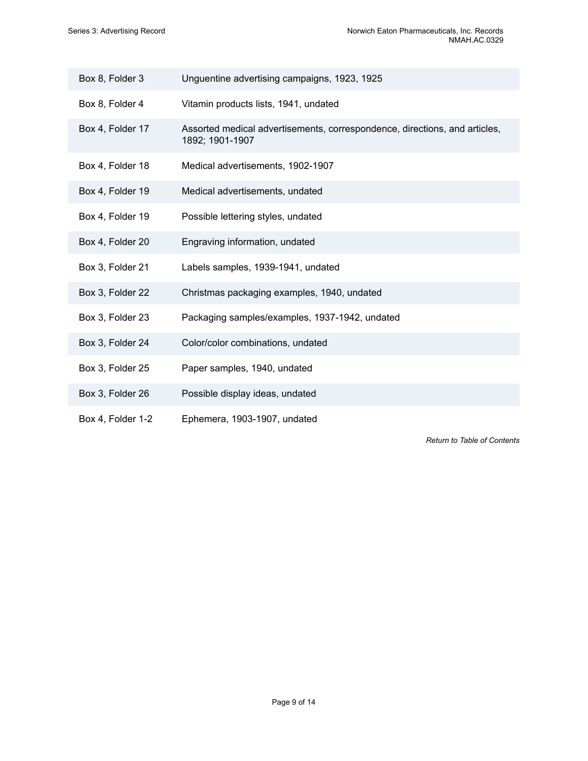| | |
|---|---|
| Box 8, Folder 3 | Unguentine advertising campaigns, 1923, 1925 |
| Box 8, Folder 4 | Vitamin products lists, 1941, undated |
| Box 4, Folder 17 | Assorted medical advertisements, correspondence, directions, and articles, 1892; 1901-1907 |
| Box 4, Folder 18 | Medical advertisements, 1902-1907 |
| Box 4, Folder 19 | Medical advertisements, undated |
| Box 4, Folder 19 | Possible lettering styles, undated |
| Box 4, Folder 20 | Engraving information, undated |
| Box 3, Folder 21 | Labels samples, 1939-1941, undated |
| Box 3, Folder 22 | Christmas packaging examples, 1940, undated |
| Box 3, Folder 23 | Packaging samples/examples, 1937-1942, undated |
| Box 3, Folder 24 | Color/color combinations, undated |
| Box 3, Folder 25 | Paper samples, 1940, undated |
| Box 3, Folder 26 | Possible display ideas, undated |
| Box 4, Folder 1-2 | Ephemera, 1903-1907, undated |

*Return to Table of Contents*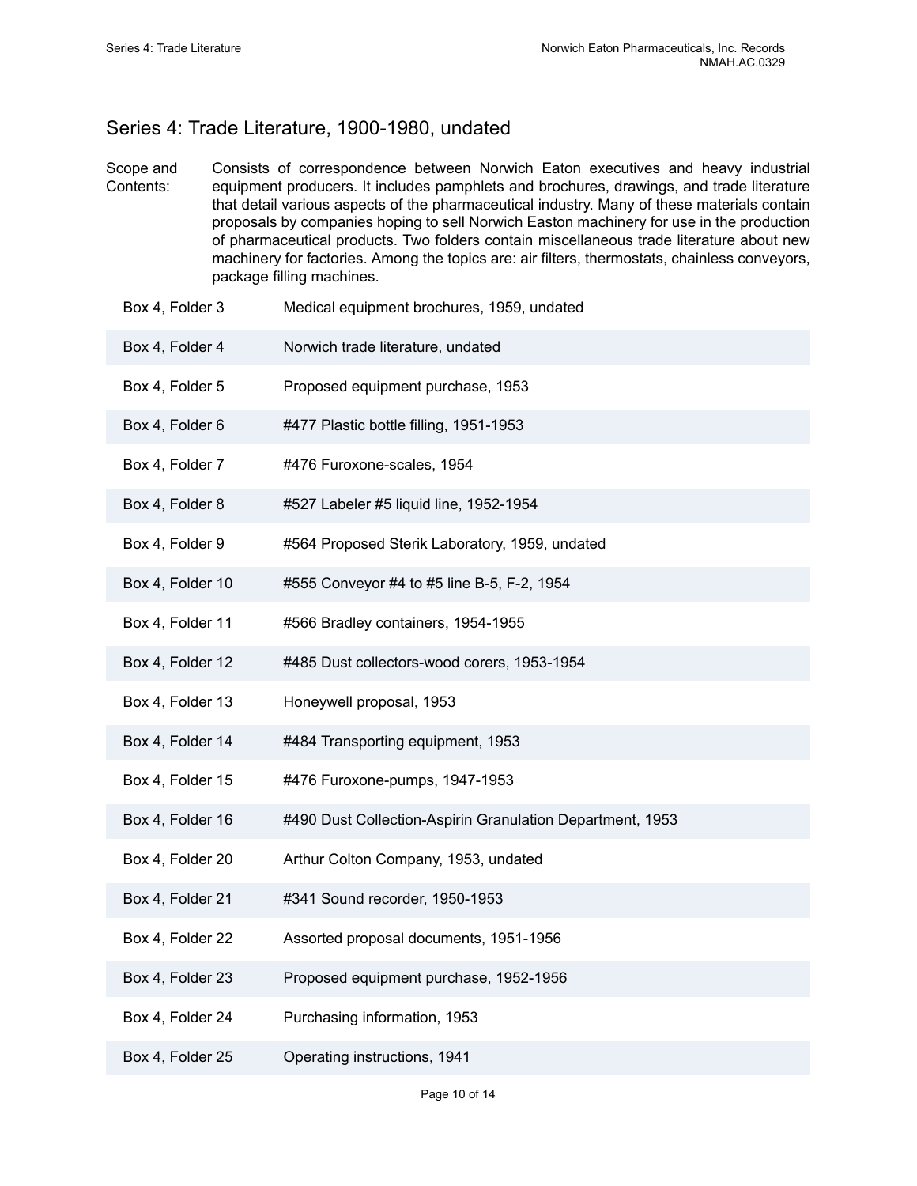## Series 4: Trade Literature, 1900-1980, undated

Scope and Contents: Consists of correspondence between Norwich Eaton executives and heavy industrial equipment producers. It includes pamphlets and brochures, drawings, and trade literature that detail various aspects of the pharmaceutical industry. Many of these materials contain proposals by companies hoping to sell Norwich Easton machinery for use in the production of pharmaceutical products. Two folders contain miscellaneous trade literature about new machinery for factories. Among the topics are: air filters, thermostats, chainless conveyors, package filling machines.

| | |
|---|---|
| Box 4, Folder 3 | Medical equipment brochures, 1959, undated |
| Box 4, Folder 4 | Norwich trade literature, undated |
| Box 4, Folder 5 | Proposed equipment purchase, 1953 |
| Box 4, Folder 6 | #477 Plastic bottle filling, 1951-1953 |
| Box 4, Folder 7 | #476 Furoxone-scales, 1954 |
| Box 4, Folder 8 | #527 Labeler #5 liquid line, 1952-1954 |
| Box 4, Folder 9 | #564 Proposed Sterik Laboratory, 1959, undated |
| Box 4, Folder 10 | #555 Conveyor #4 to #5 line B-5, F-2, 1954 |
| Box 4, Folder 11 | #566 Bradley containers, 1954-1955 |
| Box 4, Folder 12 | #485 Dust collectors-wood corers, 1953-1954 |
| Box 4, Folder 13 | Honeywell proposal, 1953 |
| Box 4, Folder 14 | #484 Transporting equipment, 1953 |
| Box 4, Folder 15 | #476 Furoxone-pumps, 1947-1953 |
| Box 4, Folder 16 | #490 Dust Collection-Aspirin Granulation Department, 1953 |
| Box 4, Folder 20 | Arthur Colton Company, 1953, undated |
| Box 4, Folder 21 | #341 Sound recorder, 1950-1953 |
| Box 4, Folder 22 | Assorted proposal documents, 1951-1956 |
| Box 4, Folder 23 | Proposed equipment purchase, 1952-1956 |
| Box 4, Folder 24 | Purchasing information, 1953 |
| Box 4, Folder 25 | Operating instructions, 1941 |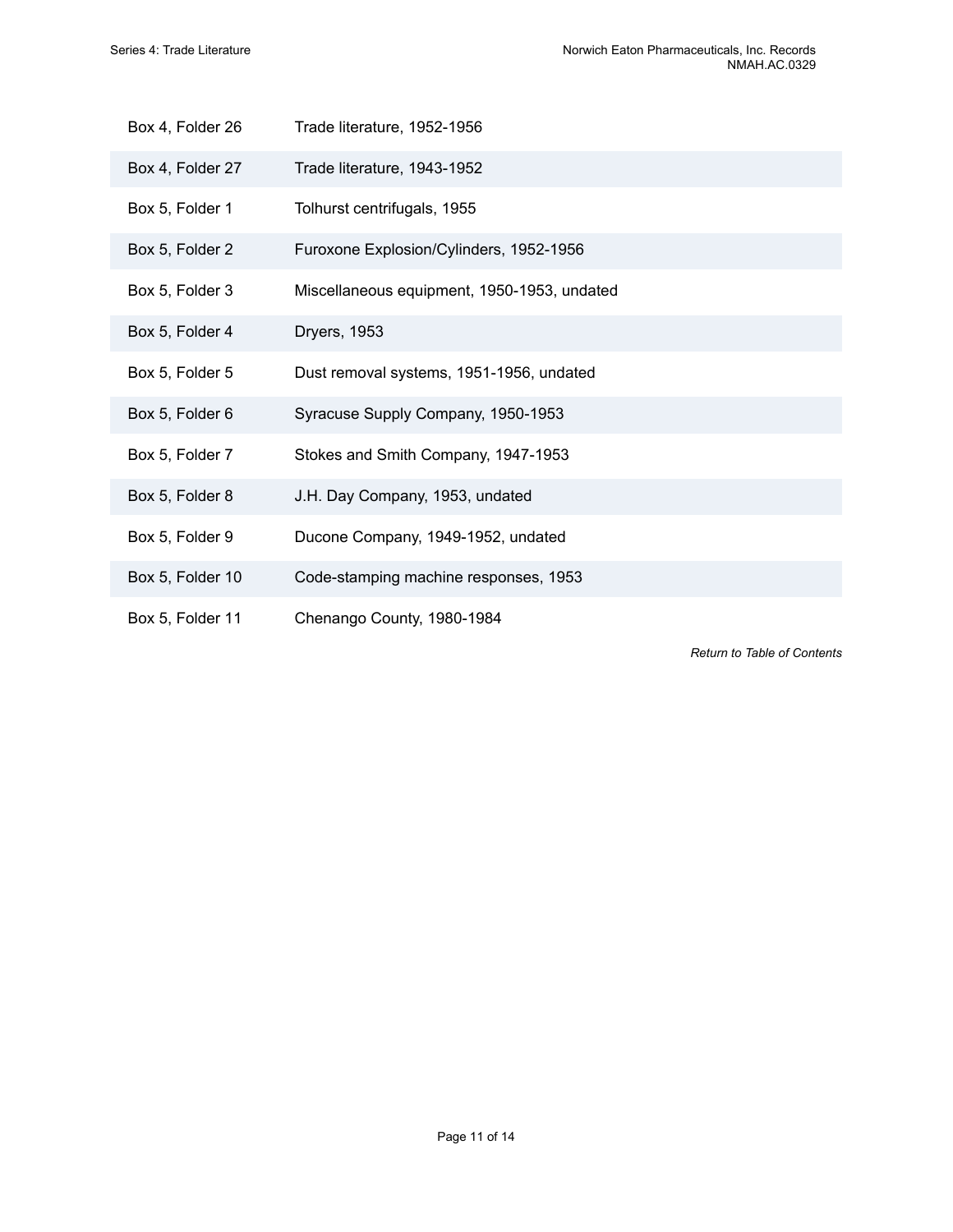| | |
|---|---|
| Box 4, Folder 26 | Trade literature, 1952-1956 |
| Box 4, Folder 27 | Trade literature, 1943-1952 |
| Box 5, Folder 1 | Tolhurst centrifugals, 1955 |
| Box 5, Folder 2 | Furoxone Explosion/Cylinders, 1952-1956 |
| Box 5, Folder 3 | Miscellaneous equipment, 1950-1953, undated |
| Box 5, Folder 4 | Dryers, 1953 |
| Box 5, Folder 5 | Dust removal systems, 1951-1956, undated |
| Box 5, Folder 6 | Syracuse Supply Company, 1950-1953 |
| Box 5, Folder 7 | Stokes and Smith Company, 1947-1953 |
| Box 5, Folder 8 | J.H. Day Company, 1953, undated |
| Box 5, Folder 9 | Ducone Company, 1949-1952, undated |
| Box 5, Folder 10 | Code-stamping machine responses, 1953 |
| Box 5, Folder 11 | Chenango County, 1980-1984 |

*Return to Table of Contents*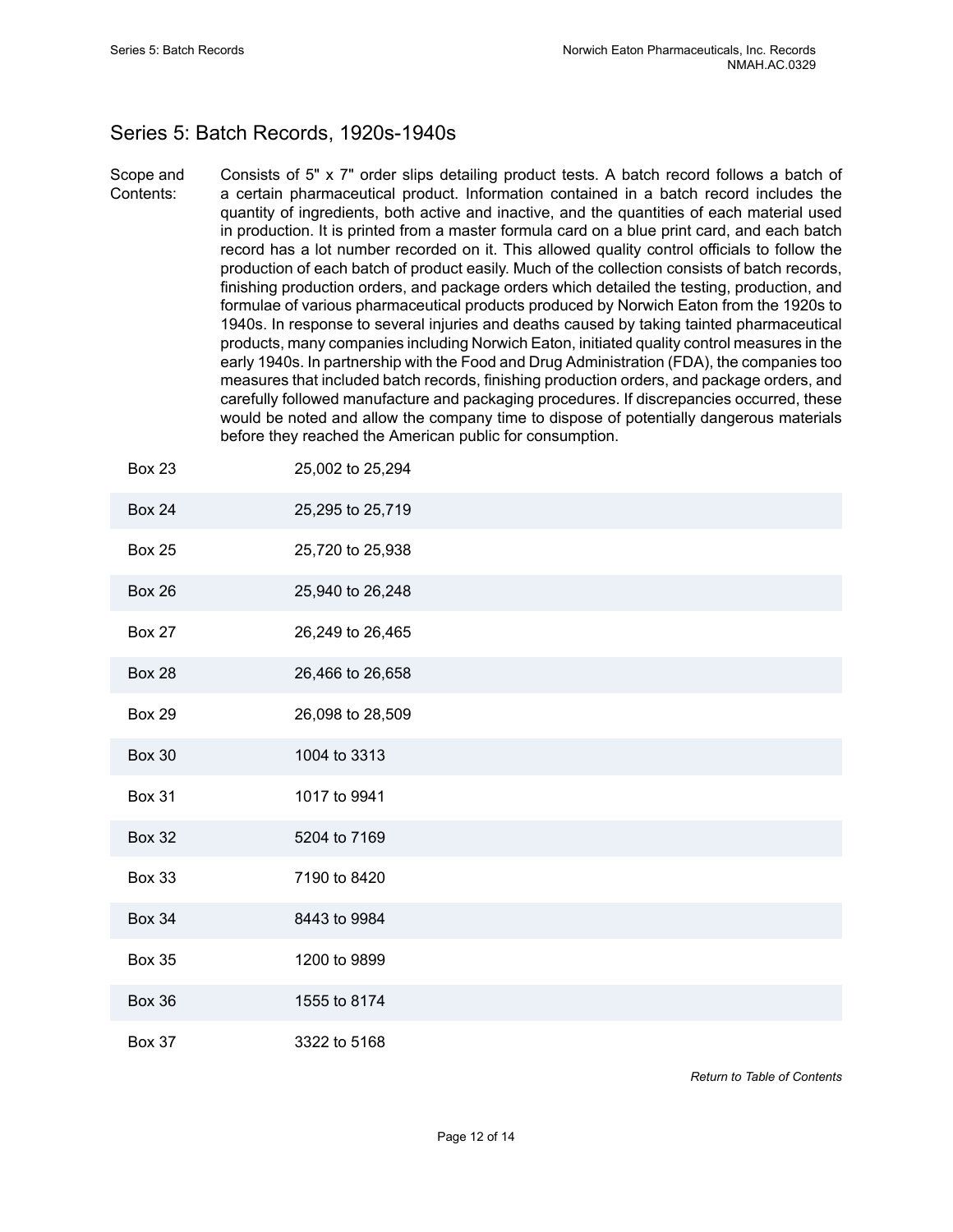## Series 5: Batch Records, 1920s-1940s

Scope and Contents: Consists of 5" x 7" order slips detailing product tests. A batch record follows a batch of a certain pharmaceutical product. Information contained in a batch record includes the quantity of ingredients, both active and inactive, and the quantities of each material used in production. It is printed from a master formula card on a blue print card, and each batch record has a lot number recorded on it. This allowed quality control officials to follow the production of each batch of product easily. Much of the collection consists of batch records, finishing production orders, and package orders which detailed the testing, production, and formulae of various pharmaceutical products produced by Norwich Eaton from the 1920s to 1940s. In response to several injuries and deaths caused by taking tainted pharmaceutical products, many companies including Norwich Eaton, initiated quality control measures in the early 1940s. In partnership with the Food and Drug Administration (FDA), the companies too measures that included batch records, finishing production orders, and package orders, and carefully followed manufacture and packaging procedures. If discrepancies occurred, these would be noted and allow the company time to dispose of potentially dangerous materials before they reached the American public for consumption.

| | |
|---|---|
| Box 23 | 25,002 to 25,294 |
| Box 24 | 25,295 to 25,719 |
| Box 25 | 25,720 to 25,938 |
| Box 26 | 25,940 to 26,248 |
| Box 27 | 26,249 to 26,465 |
| Box 28 | 26,466 to 26,658 |
| Box 29 | 26,098 to 28,509 |
| Box 30 | 1004 to 3313 |
| Box 31 | 1017 to 9941 |
| Box 32 | 5204 to 7169 |
| Box 33 | 7190 to 8420 |
| Box 34 | 8443 to 9984 |
| Box 35 | 1200 to 9899 |
| Box 36 | 1555 to 8174 |
| Box 37 | 3322 to 5168 |

*Return to Table of Contents*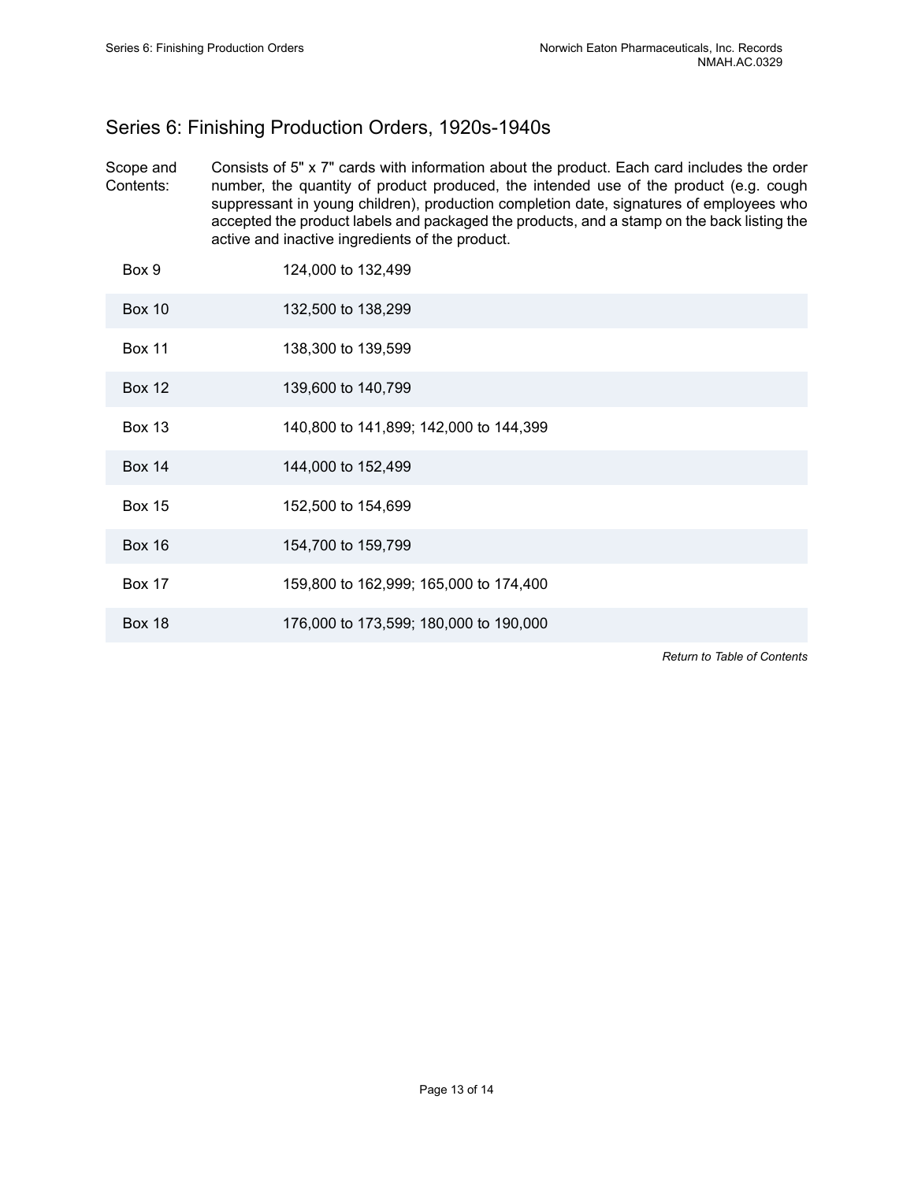## Series 6: Finishing Production Orders, 1920s-1940s

Scope and Contents: Consists of 5" x 7" cards with information about the product. Each card includes the order number, the quantity of product produced, the intended use of the product (e.g. cough suppressant in young children), production completion date, signatures of employees who accepted the product labels and packaged the products, and a stamp on the back listing the active and inactive ingredients of the product.

| | |
|---|---|
| Box 9 | 124,000 to 132,499 |
| Box 10 | 132,500 to 138,299 |
| Box 11 | 138,300 to 139,599 |
| Box 12 | 139,600 to 140,799 |
| Box 13 | 140,800 to 141,899; 142,000 to 144,399 |
| Box 14 | 144,000 to 152,499 |
| Box 15 | 152,500 to 154,699 |
| Box 16 | 154,700 to 159,799 |
| Box 17 | 159,800 to 162,999; 165,000 to 174,400 |
| Box 18 | 176,000 to 173,599; 180,000 to 190,000 |

*Return to Table of Contents*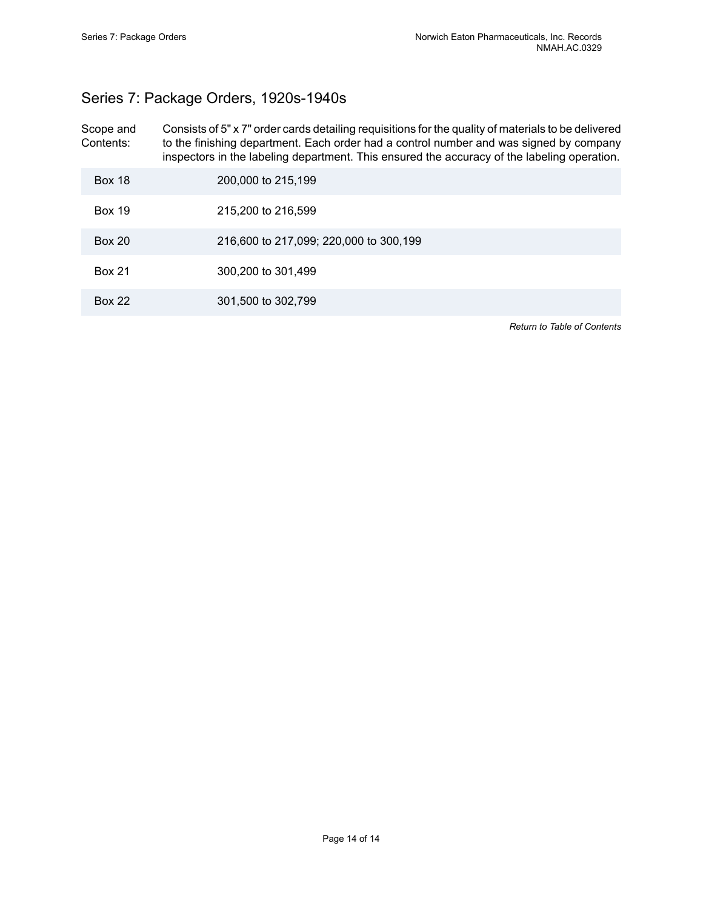## Series 7: Package Orders, 1920s-1940s

Scope and Contents: Consists of 5" x 7" order cards detailing requisitions for the quality of materials to be delivered to the finishing department. Each order had a control number and was signed by company inspectors in the labeling department. This ensured the accuracy of the labeling operation.

| | |
|---|---|
| Box 18 | 200,000 to 215,199 |
| Box 19 | 215,200 to 216,599 |
| Box 20 | 216,600 to 217,099; 220,000 to 300,199 |
| Box 21 | 300,200 to 301,499 |
| Box 22 | 301,500 to 302,799 |

*Return to Table of Contents*